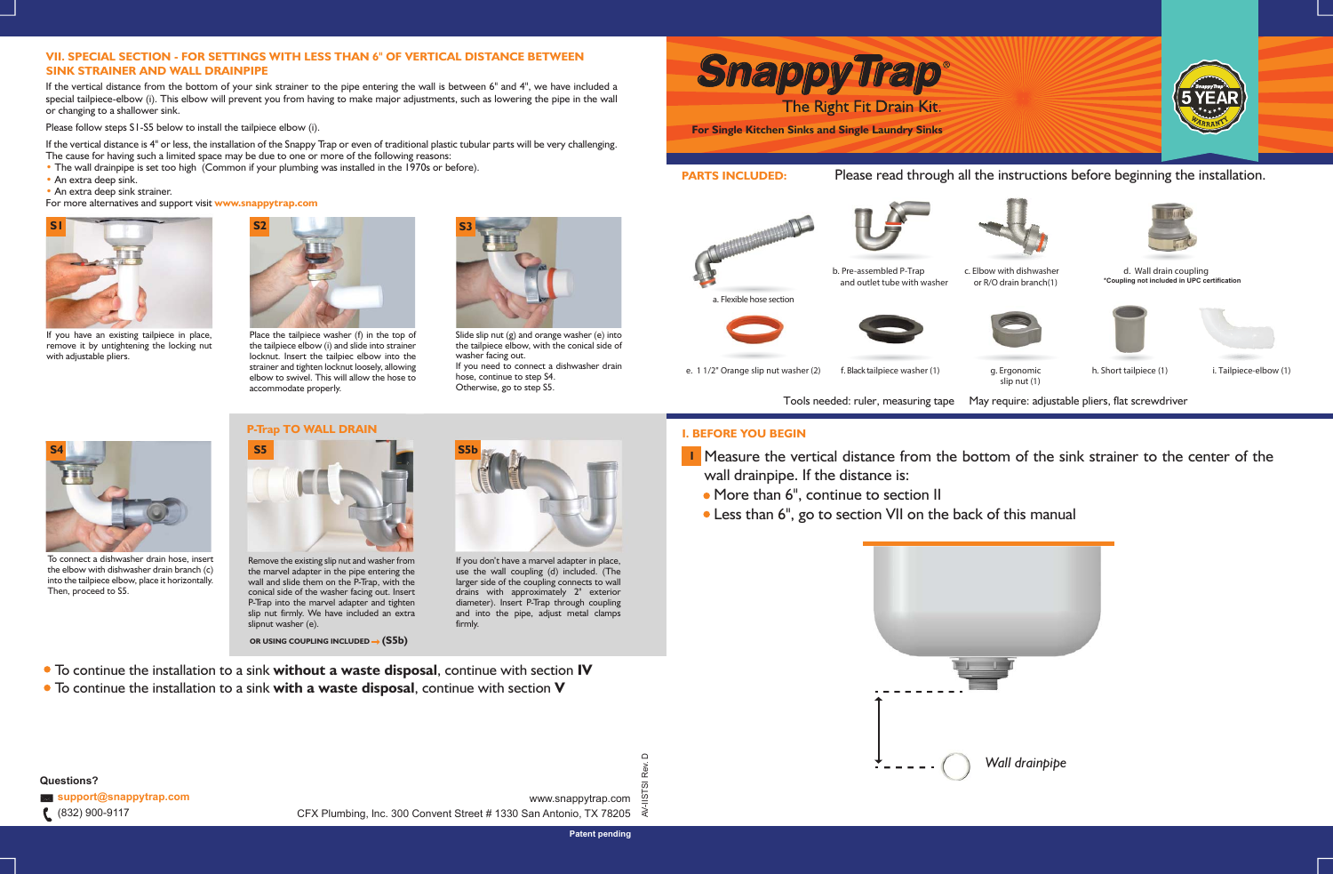## VII. SPECIAL SECTION - FOR SETTINGS WITH LESS THAN 6" OF VERTICAL DISTANCE BETWEEN SINK STRAINER AND WALL DRAINPIPE

If the vertical distance from the bottom of your sink strainer to the pipe entering the wall is between 6" and 4", we have included a special tailpiece-elbow (i). This elbow will prevent you from having to make major adjustments, such as lowering the pipe in the wall or changing to a shallower sink.

Please follow steps S1-S5 below to install the tailpiece elbow (i).

If the vertical distance is 4" or less, the installation of the Snappy Trap or even of traditional plastic tubular parts will be very challenging. The cause for having such a limited space may be due to one or more of the following reasons:

- The wall drainpipe is set too high (Common if your plumbing was installed in the 1970s or before).
- An extra deep sink.
- An extra deep sink strainer.

For more alternatives and support visit **www.snappytrap.com**

**S1** If you have an existing tailpiece in place, remove it by untightening the locking nut with adjustable pliers.

**S2** Place the tailpiece washer (f) in the top of the tailpiece elbow (i) and slide into strainer locknut. Insert the tailpiec elbow into the strainer and tighten locknut loosely, allowing elbow to swivel. This will allow the hose to accommodate properly.

**S3** Slide slip nut (g) and orange washer (e) into the tailpiece elbow, with the conical side of washer facing out.
If you need to connect a dishwasher drain hose, continue to step S4.
Otherwise, go to step S5.

**S4** To connect a dishwasher drain hose, insert the elbow with dishwasher drain branch (c) into the tailpiece elbow, place it horizontally. Then, proceed to S5.

### P-Trap TO WALL DRAIN

**S5** Remove the existing slip nut and washer from the marvel adapter in the pipe entering the wall and slide them on the P-Trap, with the conical side of the washer facing out. Insert P-Trap into the marvel adapter and tighten slip nut firmly. We have included an extra slipnut washer (e).

**OR USING COUPLING INCLUDED → (S5b)**

**S5b** If you don't have a marvel adapter in place, use the wall coupling (d) included. (The larger side of the coupling connects to wall drains with approximately 2" exterior diameter). Insert P-Trap through coupling and into the pipe, adjust metal clamps firmly.

- To continue the installation to a sink **without a waste disposal**, continue with section **IV**
- To continue the installation to a sink **with a waste disposal**, continue with section **V**

**Questions?**

support@snappytrap.com

(832) 900-9117

www.snappytrap.com

CFX Plumbing, Inc. 300 Convent Street # 1330 San Antonio, TX 78205

AV-IISTSI Rev. D

Patent pending

# SnappyTrap®

The Right Fit Drain Kit.

**For Single Kitchen Sinks and Single Laundry Sinks**

5 YEAR WARRANTY

**PARTS INCLUDED:** Please read through all the instructions before beginning the installation.

- a. Flexible hose section
- b. Pre-assembled P-Trap and outlet tube with washer
- c. Elbow with dishwasher or R/O drain branch(1)
- d. Wall drain coupling *Coupling not included in UPC certification
- e. 1 1/2" Orange slip nut washer (2)
- f. Black tailpiece washer (1)
- g. Ergonomic slip nut (1)
- h. Short tailpiece (1)
- i. Tailpiece-elbow (1)

Tools needed: ruler, measuring tape May require: adjustable pliers, flat screwdriver

## I. BEFORE YOU BEGIN

**1** Measure the vertical distance from the bottom of the sink strainer to the center of the wall drainpipe. If the distance is:

- More than 6", continue to section II
- Less than 6", go to section VII on the back of this manual

*Wall drainpipe*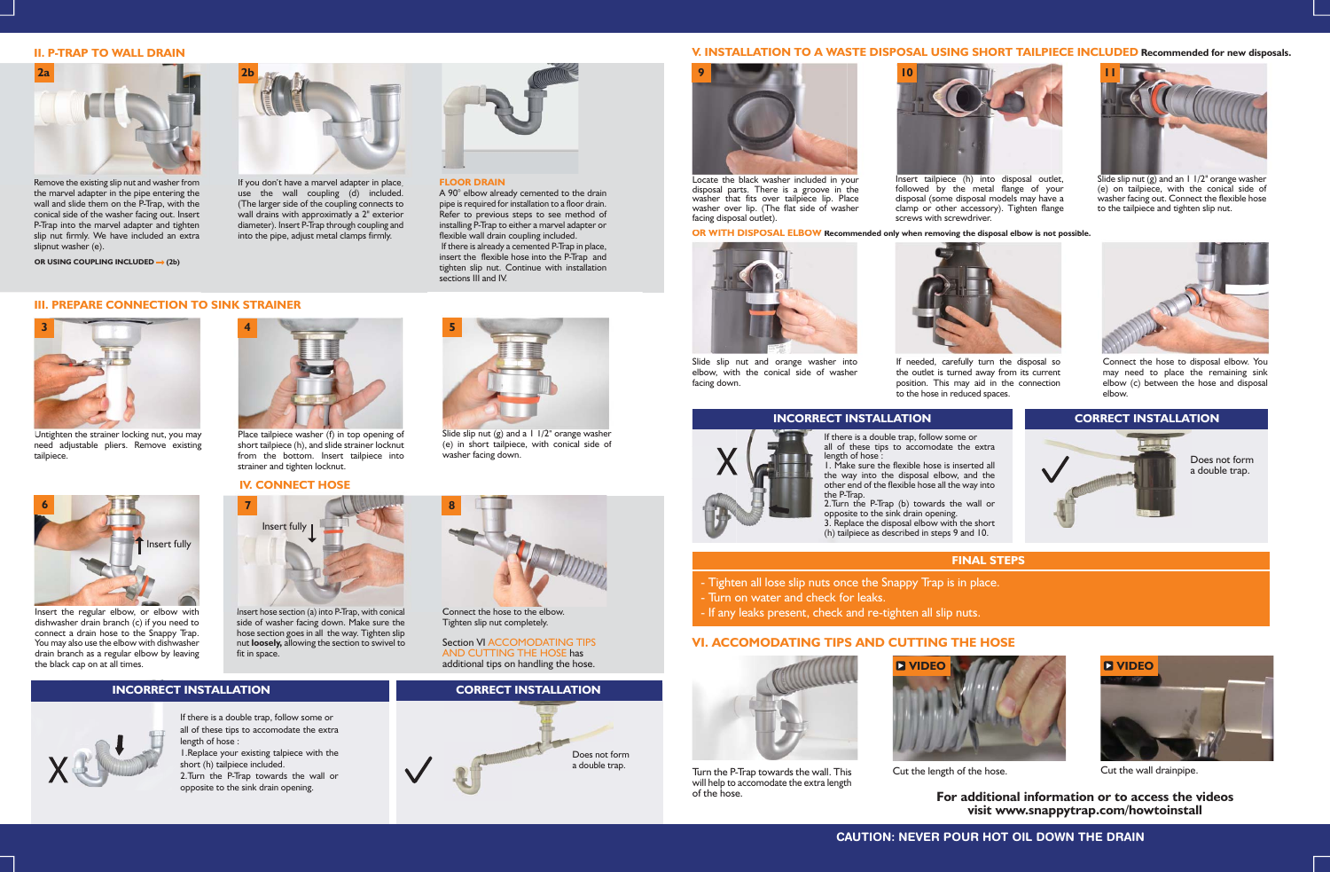## II. P-TRAP TO WALL DRAIN

**2a**

Remove the existing slip nut and washer from the marvel adapter in the pipe entering the wall and slide them on the P-Trap, with the conical side of the washer facing out. Insert P-Trap into the marvel adapter and tighten slip nut firmly. We have included an extra slipnut washer (e).

**OR USING COUPLING INCLUDED → (2b)**

**2b**

If you don't have a marvel adapter in place, use the wall coupling (d) included. (The larger side of the coupling connects to wall drains with approximately a 2" exterior diameter). Insert P-Trap through coupling and into the pipe, adjust metal clamps firmly.

**FLOOR DRAIN**

A 90° elbow already cemented to the drain pipe is required for installation to a floor drain. Refer to previous steps to see method of installing P-Trap to either a marvel adapter or flexible wall drain coupling included.

If there is already a cemented P-Trap in place, insert the flexible hose into the P-Trap and tighten slip nut. Continue with installation sections III and IV.

## III. PREPARE CONNECTION TO SINK STRAINER

**3**

Untighten the strainer locking nut, you may need adjustable pliers. Remove existing tailpiece.

**4**

Place tailpiece washer (f) in top opening of short tailpiece (h), and slide strainer locknut from the bottom. Insert tailpiece into strainer and tighten locknut.

**5**

Slide slip nut (g) and a 1 1/2" orange washer (e) in short tailpiece, with conical side of washer facing down.

**6**

Insert fully

Insert the regular elbow, or elbow with dishwasher drain branch (c) if you need to connect a drain hose to the Snappy Trap. You may also use the elbow with dishwasher drain branch as a regular elbow by leaving the black cap on at all times.

## IV. CONNECT HOSE

**7**

Insert fully

Insert hose section (a) into P-Trap, with conical side of washer facing down. Make sure the hose section goes in all the way. Tighten slip nut **loosely,** allowing the section to swivel to fit in space.

**8**

Connect the hose to the elbow.
Tighten slip nut completely.

Section VI ACCOMODATING TIPS AND CUTTING THE HOSE has additional tips on handling the hose.

### INCORRECT INSTALLATION

X

If there is a double trap, follow some or all of these tips to accomodate the extra length of hose :

1. Replace your existing talpiece with the short (h) tailpiece included.
2. Turn the P-Trap towards the wall or opposite to the sink drain opening.

### CORRECT INSTALLATION

✓

Does not form a double trap.

## V. INSTALLATION TO A WASTE DISPOSAL USING SHORT TAILPIECE INCLUDED **Recommended for new disposals.**

**9**

Locate the black washer included in your disposal parts. There is a groove in the washer that fits over tailpiece lip. Place washer over lip. (The flat side of washer facing disposal outlet).

**10**

Insert tailpiece (h) into disposal outlet, followed by the metal flange of your disposal (some disposal models may have a clamp or other accessory). Tighten flange screws with screwdriver.

**11**

Slide slip nut (g) and an 1 1/2" orange washer (e) on tailpiece, with the conical side of washer facing out. Connect the flexible hose to the tailpiece and tighten slip nut.

**OR WITH DISPOSAL ELBOW Recommended only when removing the disposal elbow is not possible.**

Slide slip nut and orange washer into elbow, with the conical side of washer facing down.

If needed, carefully turn the disposal so the outlet is turned away from its current position. This may aid in the connection to the hose in reduced spaces.

Connect the hose to disposal elbow. You may need to place the remaining sink elbow (c) between the hose and disposal elbow.

### INCORRECT INSTALLATION

X

If there is a double trap, follow some or all of these tips to accomodate the extra length of hose :

1. Make sure the flexible hose is inserted all the way into the disposal elbow, and the other end of the flexible hose all the way into the P-Trap.
2. Turn the P-Trap (b) towards the wall or opposite to the sink drain opening.
3. Replace the disposal elbow with the short (h) tailpiece as described in steps 9 and 10.

### CORRECT INSTALLATION

✓

Does not form a double trap.

### FINAL STEPS

- Tighten all lose slip nuts once the Snappy Trap is in place.
- Turn on water and check for leaks.
- If any leaks present, check and re-tighten all slip nuts.

## VI. ACCOMODATING TIPS AND CUTTING THE HOSE

Turn the P-Trap towards the wall. This will help to accomodate the extra length of the hose.

VIDEO

Cut the length of the hose.

VIDEO

Cut the wall drainpipe.

**For additional information or to access the videos visit www.snappytrap.com/howtoinstall**

**CAUTION: NEVER POUR HOT OIL DOWN THE DRAIN**